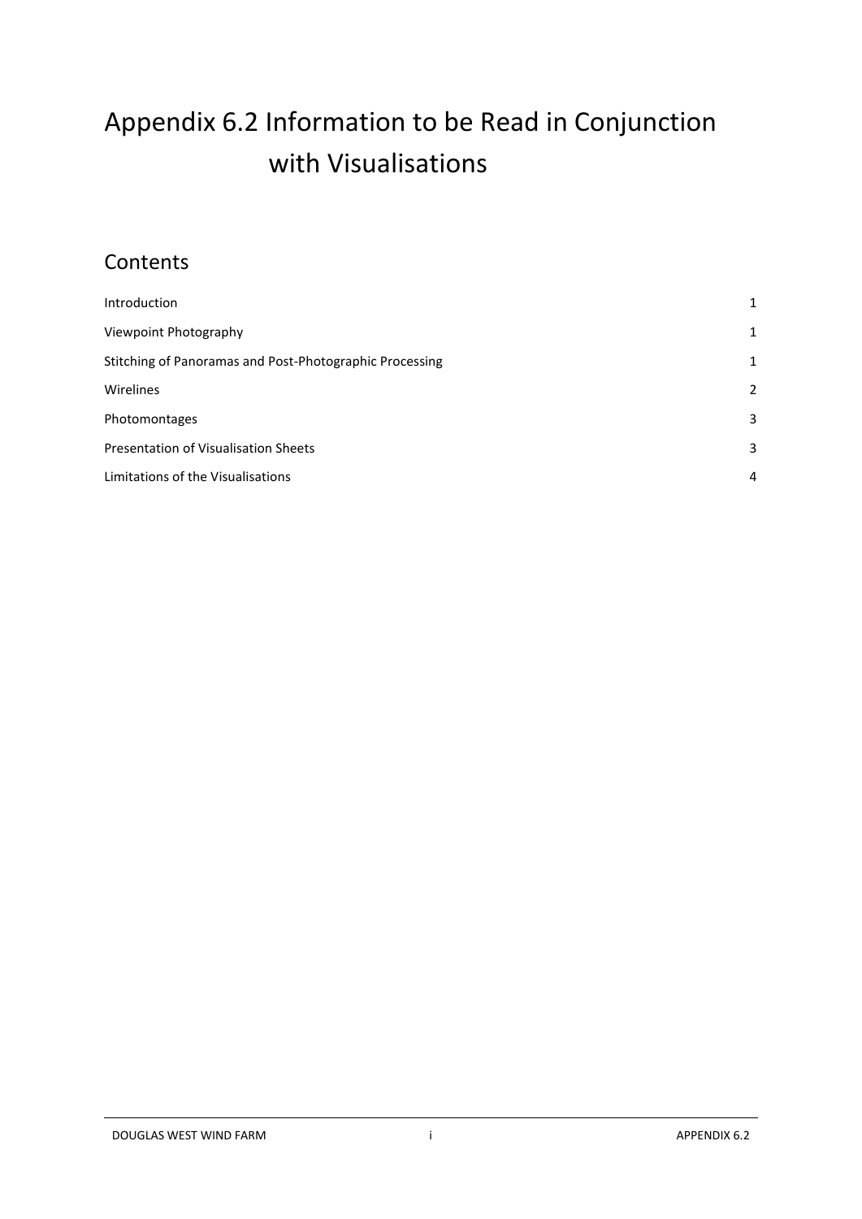# Appendix 6.2 Information to be Read in Conjunction with Visualisations

## Contents

| | |
|---|---|
| Introduction | 1 |
| Viewpoint Photography | 1 |
| Stitching of Panoramas and Post-Photographic Processing | 1 |
| Wirelines | 2 |
| Photomontages | 3 |
| Presentation of Visualisation Sheets | 3 |
| Limitations of the Visualisations | 4 |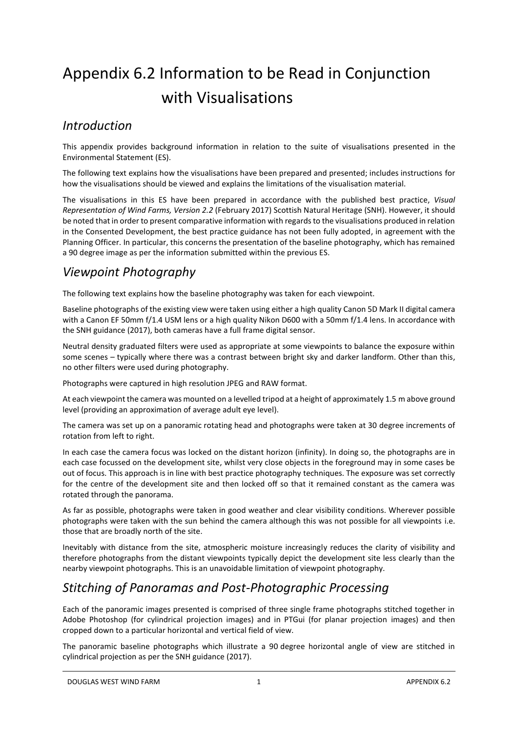# Appendix 6.2 Information to be Read in Conjunction with Visualisations

## *Introduction*

This appendix provides background information in relation to the suite of visualisations presented in the Environmental Statement (ES).

The following text explains how the visualisations have been prepared and presented; includes instructions for how the visualisations should be viewed and explains the limitations of the visualisation material.

The visualisations in this ES have been prepared in accordance with the published best practice, *Visual Representation of Wind Farms, Version 2.2* (February 2017) Scottish Natural Heritage (SNH). However, it should be noted that in order to present comparative information with regards to the visualisations produced in relation in the Consented Development, the best practice guidance has not been fully adopted, in agreement with the Planning Officer. In particular, this concerns the presentation of the baseline photography, which has remained a 90 degree image as per the information submitted within the previous ES.

## *Viewpoint Photography*

The following text explains how the baseline photography was taken for each viewpoint.

Baseline photographs of the existing view were taken using either a high quality Canon 5D Mark II digital camera with a Canon EF 50mm f/1.4 USM lens or a high quality Nikon D600 with a 50mm f/1.4 lens. In accordance with the SNH guidance (2017), both cameras have a full frame digital sensor.

Neutral density graduated filters were used as appropriate at some viewpoints to balance the exposure within some scenes – typically where there was a contrast between bright sky and darker landform. Other than this, no other filters were used during photography.

Photographs were captured in high resolution JPEG and RAW format.

At each viewpoint the camera was mounted on a levelled tripod at a height of approximately 1.5 m above ground level (providing an approximation of average adult eye level).

The camera was set up on a panoramic rotating head and photographs were taken at 30 degree increments of rotation from left to right.

In each case the camera focus was locked on the distant horizon (infinity). In doing so, the photographs are in each case focussed on the development site, whilst very close objects in the foreground may in some cases be out of focus. This approach is in line with best practice photography techniques. The exposure was set correctly for the centre of the development site and then locked off so that it remained constant as the camera was rotated through the panorama.

As far as possible, photographs were taken in good weather and clear visibility conditions. Wherever possible photographs were taken with the sun behind the camera although this was not possible for all viewpoints i.e. those that are broadly north of the site.

Inevitably with distance from the site, atmospheric moisture increasingly reduces the clarity of visibility and therefore photographs from the distant viewpoints typically depict the development site less clearly than the nearby viewpoint photographs. This is an unavoidable limitation of viewpoint photography.

## *Stitching of Panoramas and Post-Photographic Processing*

Each of the panoramic images presented is comprised of three single frame photographs stitched together in Adobe Photoshop (for cylindrical projection images) and in PTGui (for planar projection images) and then cropped down to a particular horizontal and vertical field of view.

The panoramic baseline photographs which illustrate a 90 degree horizontal angle of view are stitched in cylindrical projection as per the SNH guidance (2017).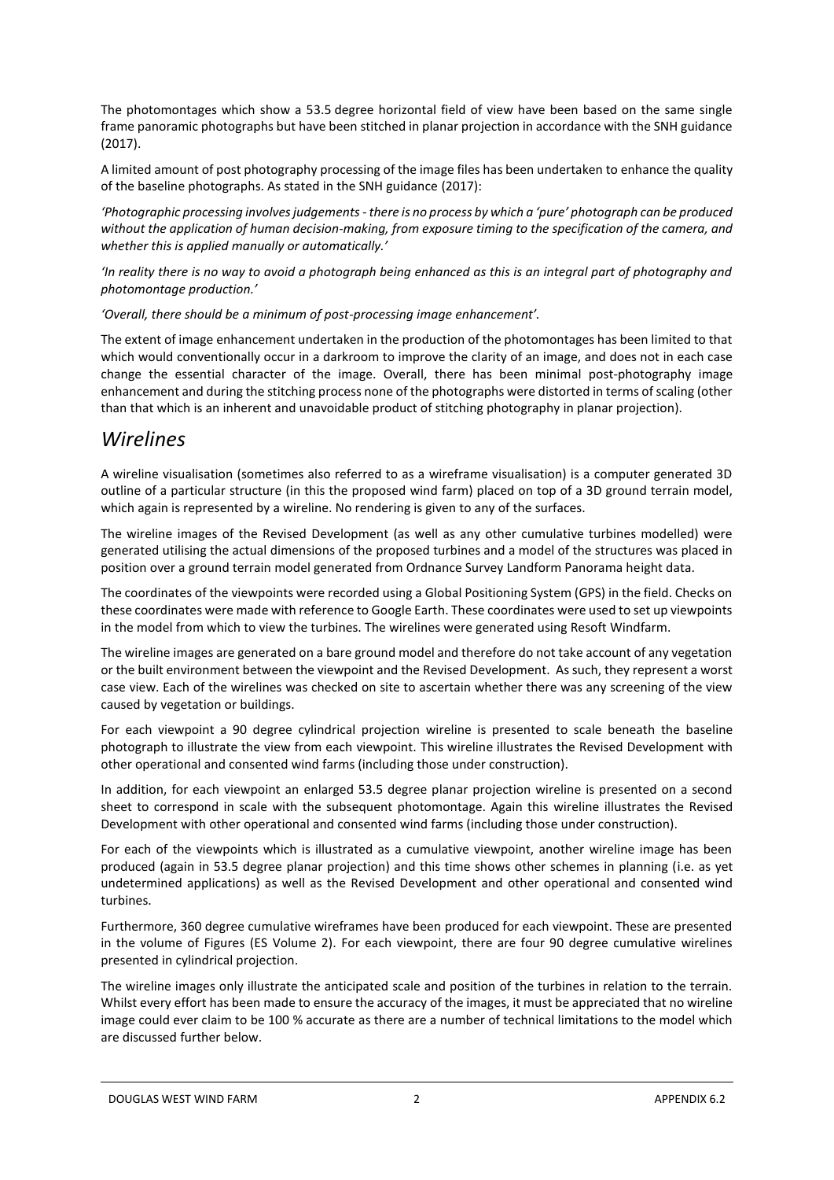The photomontages which show a 53.5 degree horizontal field of view have been based on the same single frame panoramic photographs but have been stitched in planar projection in accordance with the SNH guidance (2017).

A limited amount of post photography processing of the image files has been undertaken to enhance the quality of the baseline photographs. As stated in the SNH guidance (2017):

*'Photographic processing involves judgements - there is no process by which a 'pure' photograph can be produced without the application of human decision-making, from exposure timing to the specification of the camera, and whether this is applied manually or automatically.'*

*'In reality there is no way to avoid a photograph being enhanced as this is an integral part of photography and photomontage production.'*

*'Overall, there should be a minimum of post-processing image enhancement'.*

The extent of image enhancement undertaken in the production of the photomontages has been limited to that which would conventionally occur in a darkroom to improve the clarity of an image, and does not in each case change the essential character of the image. Overall, there has been minimal post-photography image enhancement and during the stitching process none of the photographs were distorted in terms of scaling (other than that which is an inherent and unavoidable product of stitching photography in planar projection).

## *Wirelines*

A wireline visualisation (sometimes also referred to as a wireframe visualisation) is a computer generated 3D outline of a particular structure (in this the proposed wind farm) placed on top of a 3D ground terrain model, which again is represented by a wireline. No rendering is given to any of the surfaces.

The wireline images of the Revised Development (as well as any other cumulative turbines modelled) were generated utilising the actual dimensions of the proposed turbines and a model of the structures was placed in position over a ground terrain model generated from Ordnance Survey Landform Panorama height data.

The coordinates of the viewpoints were recorded using a Global Positioning System (GPS) in the field. Checks on these coordinates were made with reference to Google Earth. These coordinates were used to set up viewpoints in the model from which to view the turbines. The wirelines were generated using Resoft Windfarm.

The wireline images are generated on a bare ground model and therefore do not take account of any vegetation or the built environment between the viewpoint and the Revised Development. As such, they represent a worst case view. Each of the wirelines was checked on site to ascertain whether there was any screening of the view caused by vegetation or buildings.

For each viewpoint a 90 degree cylindrical projection wireline is presented to scale beneath the baseline photograph to illustrate the view from each viewpoint. This wireline illustrates the Revised Development with other operational and consented wind farms (including those under construction).

In addition, for each viewpoint an enlarged 53.5 degree planar projection wireline is presented on a second sheet to correspond in scale with the subsequent photomontage. Again this wireline illustrates the Revised Development with other operational and consented wind farms (including those under construction).

For each of the viewpoints which is illustrated as a cumulative viewpoint, another wireline image has been produced (again in 53.5 degree planar projection) and this time shows other schemes in planning (i.e. as yet undetermined applications) as well as the Revised Development and other operational and consented wind turbines.

Furthermore, 360 degree cumulative wireframes have been produced for each viewpoint. These are presented in the volume of Figures (ES Volume 2). For each viewpoint, there are four 90 degree cumulative wirelines presented in cylindrical projection.

The wireline images only illustrate the anticipated scale and position of the turbines in relation to the terrain. Whilst every effort has been made to ensure the accuracy of the images, it must be appreciated that no wireline image could ever claim to be 100 % accurate as there are a number of technical limitations to the model which are discussed further below.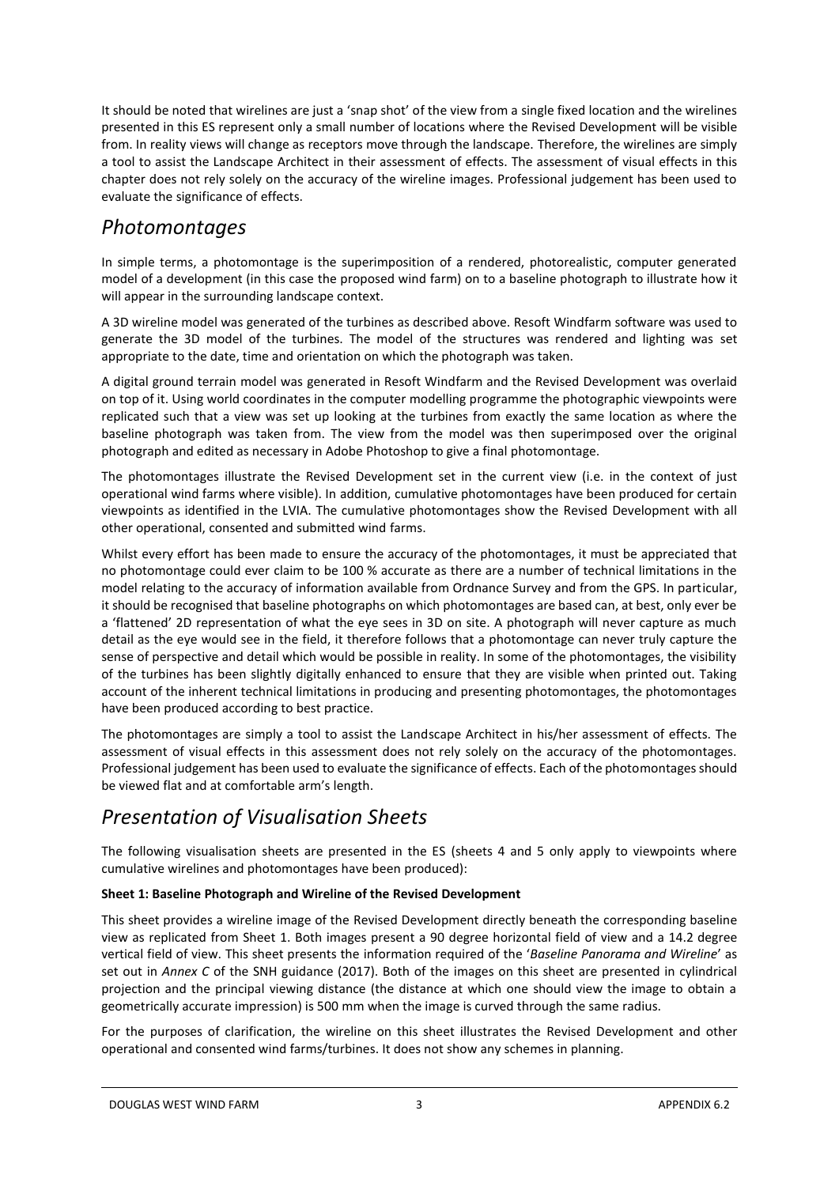It should be noted that wirelines are just a 'snap shot' of the view from a single fixed location and the wirelines presented in this ES represent only a small number of locations where the Revised Development will be visible from. In reality views will change as receptors move through the landscape. Therefore, the wirelines are simply a tool to assist the Landscape Architect in their assessment of effects. The assessment of visual effects in this chapter does not rely solely on the accuracy of the wireline images. Professional judgement has been used to evaluate the significance of effects.

## *Photomontages*

In simple terms, a photomontage is the superimposition of a rendered, photorealistic, computer generated model of a development (in this case the proposed wind farm) on to a baseline photograph to illustrate how it will appear in the surrounding landscape context.

A 3D wireline model was generated of the turbines as described above. Resoft Windfarm software was used to generate the 3D model of the turbines. The model of the structures was rendered and lighting was set appropriate to the date, time and orientation on which the photograph was taken.

A digital ground terrain model was generated in Resoft Windfarm and the Revised Development was overlaid on top of it. Using world coordinates in the computer modelling programme the photographic viewpoints were replicated such that a view was set up looking at the turbines from exactly the same location as where the baseline photograph was taken from. The view from the model was then superimposed over the original photograph and edited as necessary in Adobe Photoshop to give a final photomontage.

The photomontages illustrate the Revised Development set in the current view (i.e. in the context of just operational wind farms where visible). In addition, cumulative photomontages have been produced for certain viewpoints as identified in the LVIA. The cumulative photomontages show the Revised Development with all other operational, consented and submitted wind farms.

Whilst every effort has been made to ensure the accuracy of the photomontages, it must be appreciated that no photomontage could ever claim to be 100 % accurate as there are a number of technical limitations in the model relating to the accuracy of information available from Ordnance Survey and from the GPS. In particular, it should be recognised that baseline photographs on which photomontages are based can, at best, only ever be a 'flattened' 2D representation of what the eye sees in 3D on site. A photograph will never capture as much detail as the eye would see in the field, it therefore follows that a photomontage can never truly capture the sense of perspective and detail which would be possible in reality. In some of the photomontages, the visibility of the turbines has been slightly digitally enhanced to ensure that they are visible when printed out. Taking account of the inherent technical limitations in producing and presenting photomontages, the photomontages have been produced according to best practice.

The photomontages are simply a tool to assist the Landscape Architect in his/her assessment of effects. The assessment of visual effects in this assessment does not rely solely on the accuracy of the photomontages. Professional judgement has been used to evaluate the significance of effects. Each of the photomontages should be viewed flat and at comfortable arm's length.

## *Presentation of Visualisation Sheets*

The following visualisation sheets are presented in the ES (sheets 4 and 5 only apply to viewpoints where cumulative wirelines and photomontages have been produced):

**Sheet 1: Baseline Photograph and Wireline of the Revised Development**

This sheet provides a wireline image of the Revised Development directly beneath the corresponding baseline view as replicated from Sheet 1. Both images present a 90 degree horizontal field of view and a 14.2 degree vertical field of view. This sheet presents the information required of the '*Baseline Panorama and Wireline*' as set out in *Annex C* of the SNH guidance (2017). Both of the images on this sheet are presented in cylindrical projection and the principal viewing distance (the distance at which one should view the image to obtain a geometrically accurate impression) is 500 mm when the image is curved through the same radius.

For the purposes of clarification, the wireline on this sheet illustrates the Revised Development and other operational and consented wind farms/turbines. It does not show any schemes in planning.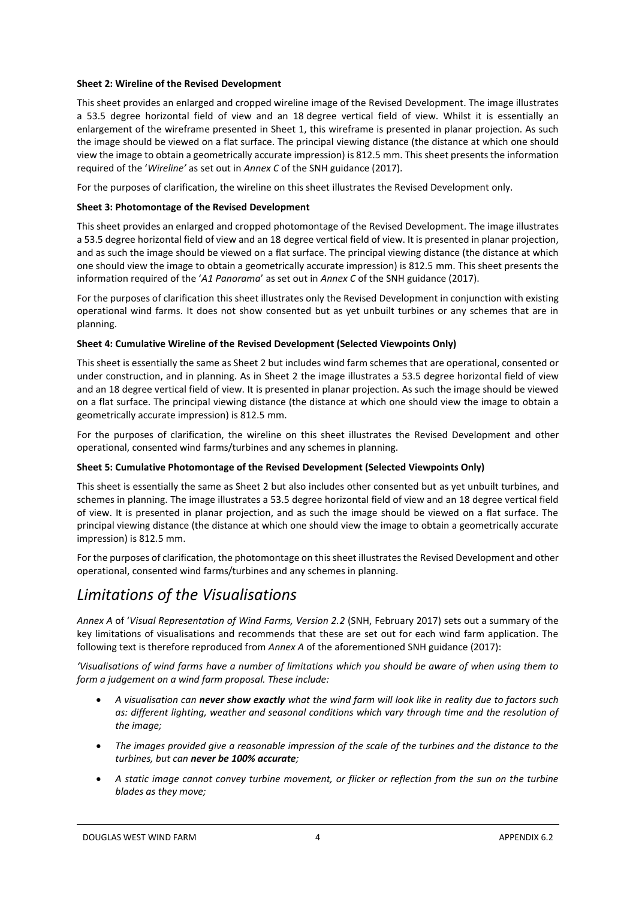**Sheet 2: Wireline of the Revised Development**

This sheet provides an enlarged and cropped wireline image of the Revised Development. The image illustrates a 53.5 degree horizontal field of view and an 18 degree vertical field of view. Whilst it is essentially an enlargement of the wireframe presented in Sheet 1, this wireframe is presented in planar projection. As such the image should be viewed on a flat surface. The principal viewing distance (the distance at which one should view the image to obtain a geometrically accurate impression) is 812.5 mm. This sheet presents the information required of the '*Wireline'* as set out in *Annex C* of the SNH guidance (2017).

For the purposes of clarification, the wireline on this sheet illustrates the Revised Development only.

**Sheet 3: Photomontage of the Revised Development**

This sheet provides an enlarged and cropped photomontage of the Revised Development. The image illustrates a 53.5 degree horizontal field of view and an 18 degree vertical field of view. It is presented in planar projection, and as such the image should be viewed on a flat surface. The principal viewing distance (the distance at which one should view the image to obtain a geometrically accurate impression) is 812.5 mm. This sheet presents the information required of the '*A1 Panorama*' as set out in *Annex C* of the SNH guidance (2017).

For the purposes of clarification this sheet illustrates only the Revised Development in conjunction with existing operational wind farms. It does not show consented but as yet unbuilt turbines or any schemes that are in planning.

**Sheet 4: Cumulative Wireline of the Revised Development (Selected Viewpoints Only)**

This sheet is essentially the same as Sheet 2 but includes wind farm schemes that are operational, consented or under construction, and in planning. As in Sheet 2 the image illustrates a 53.5 degree horizontal field of view and an 18 degree vertical field of view. It is presented in planar projection. As such the image should be viewed on a flat surface. The principal viewing distance (the distance at which one should view the image to obtain a geometrically accurate impression) is 812.5 mm.

For the purposes of clarification, the wireline on this sheet illustrates the Revised Development and other operational, consented wind farms/turbines and any schemes in planning.

**Sheet 5: Cumulative Photomontage of the Revised Development (Selected Viewpoints Only)**

This sheet is essentially the same as Sheet 2 but also includes other consented but as yet unbuilt turbines, and schemes in planning. The image illustrates a 53.5 degree horizontal field of view and an 18 degree vertical field of view. It is presented in planar projection, and as such the image should be viewed on a flat surface. The principal viewing distance (the distance at which one should view the image to obtain a geometrically accurate impression) is 812.5 mm.

For the purposes of clarification, the photomontage on this sheet illustrates the Revised Development and other operational, consented wind farms/turbines and any schemes in planning.

## *Limitations of the Visualisations*

*Annex A* of '*Visual Representation of Wind Farms, Version 2.2* (SNH, February 2017) sets out a summary of the key limitations of visualisations and recommends that these are set out for each wind farm application. The following text is therefore reproduced from *Annex A* of the aforementioned SNH guidance (2017):

*'Visualisations of wind farms have a number of limitations which you should be aware of when using them to form a judgement on a wind farm proposal. These include:*

- *A visualisation can **never show exactly** what the wind farm will look like in reality due to factors such as: different lighting, weather and seasonal conditions which vary through time and the resolution of the image;*
- *The images provided give a reasonable impression of the scale of the turbines and the distance to the turbines, but can **never be 100% accurate**;*
- *A static image cannot convey turbine movement, or flicker or reflection from the sun on the turbine blades as they move;*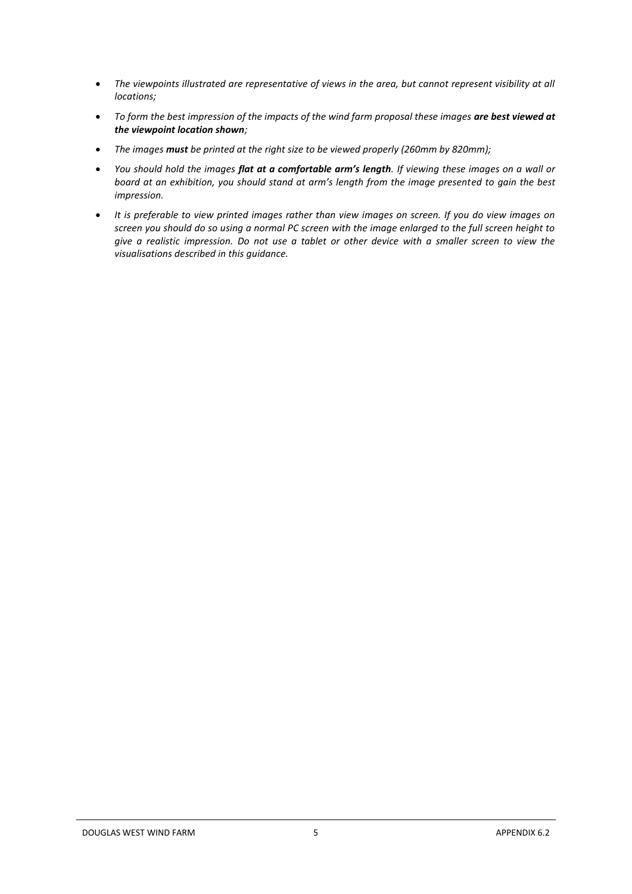- *The viewpoints illustrated are representative of views in the area, but cannot represent visibility at all locations;*
- *To form the best impression of the impacts of the wind farm proposal these images **are best viewed at the viewpoint location shown**;*
- *The images **must** be printed at the right size to be viewed properly (260mm by 820mm);*
- *You should hold the images **flat at a comfortable arm's length**. If viewing these images on a wall or board at an exhibition, you should stand at arm's length from the image presented to gain the best impression.*
- *It is preferable to view printed images rather than view images on screen. If you do view images on screen you should do so using a normal PC screen with the image enlarged to the full screen height to give a realistic impression. Do not use a tablet or other device with a smaller screen to view the visualisations described in this guidance.*